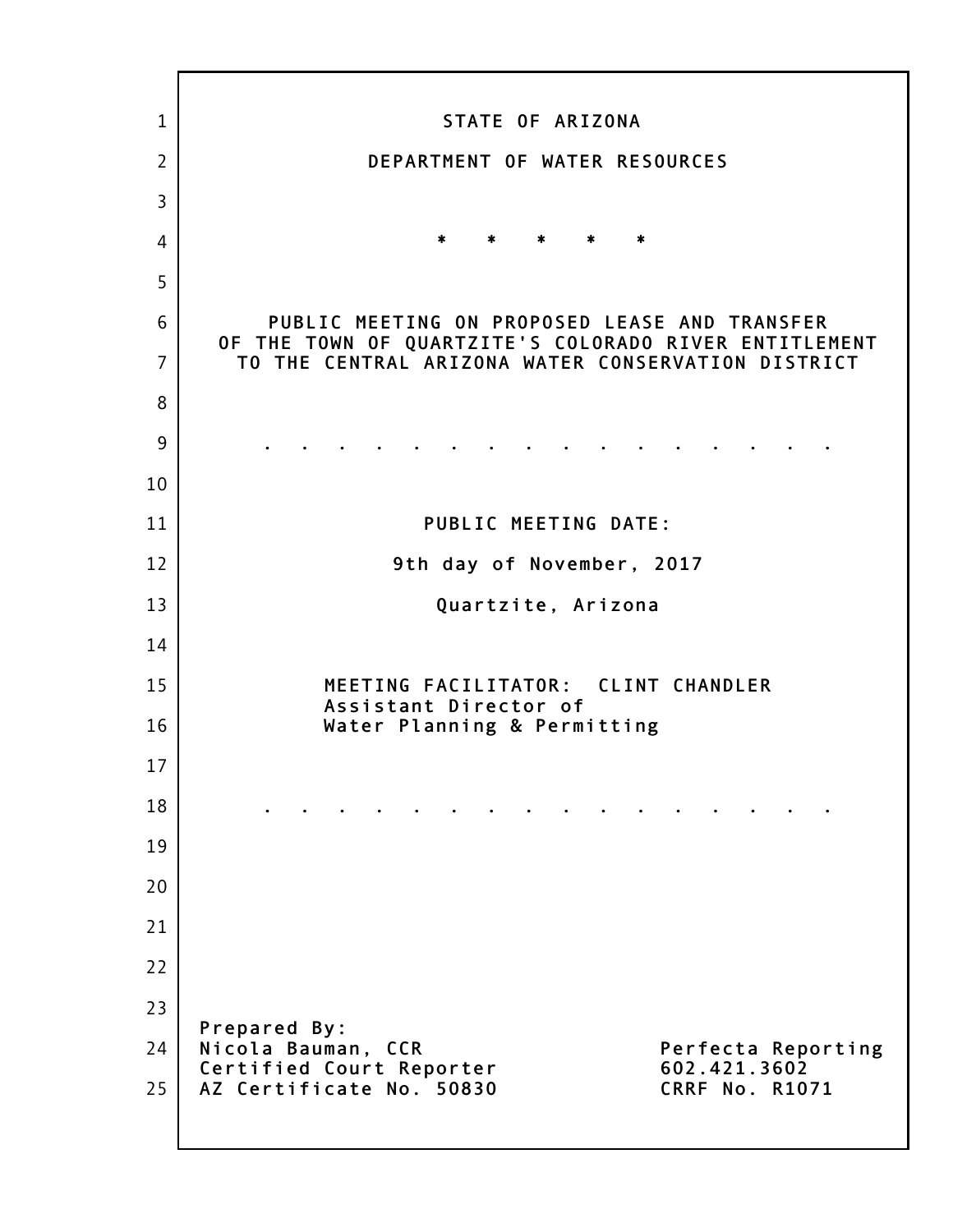STATE OF ARIZONA

DEPARTMENT OF WATER RESOURCES

\* \* \* \* \*

PUBLIC MEETING ON PROPOSED LEASE AND TRANSFER OF THE TOWN OF QUARTZITE'S COLORADO RIVER ENTITLEMENT TO THE CENTRAL ARIZONA WATER CONSERVATION DISTRICT

. . . . . . . . . . . . . . . .

PUBLIC MEETING DATE:

9th day of November, 2017

Quartzite, Arizona

MEETING FACILITATOR: CLINT CHANDLER
Assistant Director of
Water Planning & Permitting

. . . . . . . . . . . . . . . .

Prepared By:
Nicola Bauman, CCR
Certified Court Reporter
AZ Certificate No. 50830

Perfecta Reporting
602.421.3602
CRRF No. R1071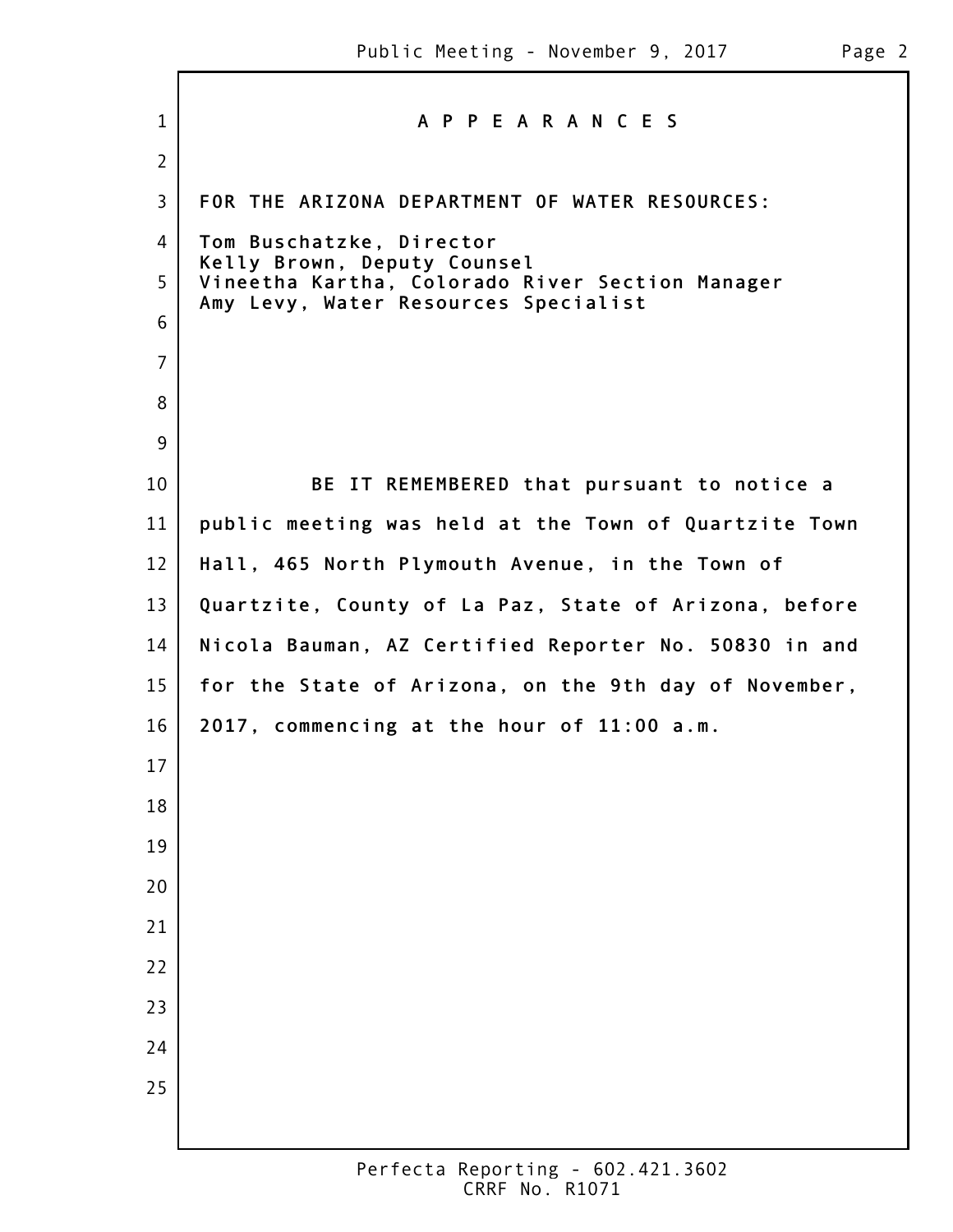# A P P E A R A N C E S

FOR THE ARIZONA DEPARTMENT OF WATER RESOURCES:

Tom Buschatzke, Director
Kelly Brown, Deputy Counsel
Vineetha Kartha, Colorado River Section Manager
Amy Levy, Water Resources Specialist

BE IT REMEMBERED that pursuant to notice a public meeting was held at the Town of Quartzite Town Hall, 465 North Plymouth Avenue, in the Town of Quartzite, County of La Paz, State of Arizona, before Nicola Bauman, AZ Certified Reporter No. 50830 in and for the State of Arizona, on the 9th day of November, 2017, commencing at the hour of 11:00 a.m.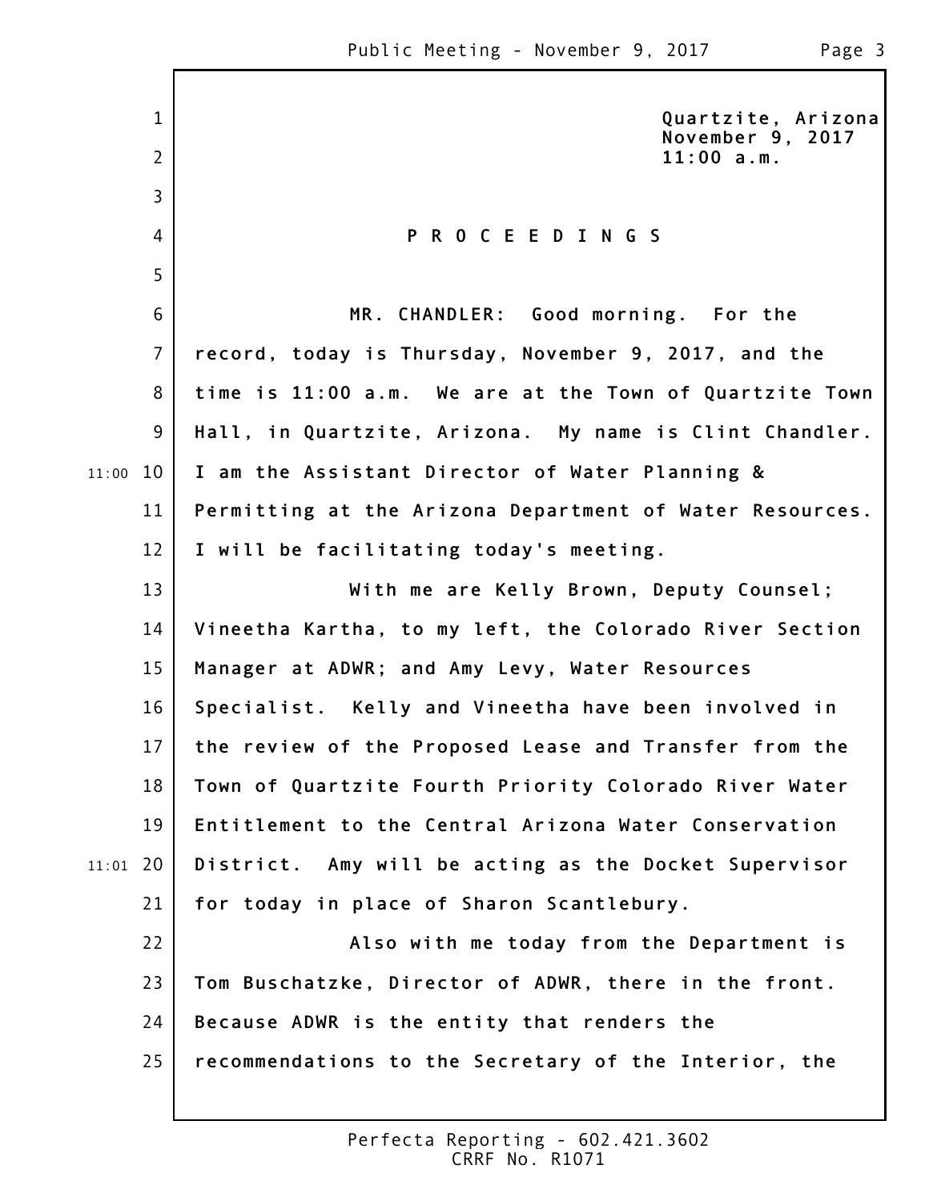Quartzite, Arizona
November 9, 2017
11:00 a.m.

P R O C E E D I N G S

MR. CHANDLER: Good morning. For the record, today is Thursday, November 9, 2017, and the time is 11:00 a.m. We are at the Town of Quartzite Town Hall, in Quartzite, Arizona. My name is Clint Chandler. I am the Assistant Director of Water Planning & Permitting at the Arizona Department of Water Resources. I will be facilitating today's meeting.

With me are Kelly Brown, Deputy Counsel; Vineetha Kartha, to my left, the Colorado River Section Manager at ADWR; and Amy Levy, Water Resources Specialist. Kelly and Vineetha have been involved in the review of the Proposed Lease and Transfer from the Town of Quartzite Fourth Priority Colorado River Water Entitlement to the Central Arizona Water Conservation District. Amy will be acting as the Docket Supervisor for today in place of Sharon Scantlebury.

Also with me today from the Department is Tom Buschatzke, Director of ADWR, there in the front. Because ADWR is the entity that renders the recommendations to the Secretary of the Interior, the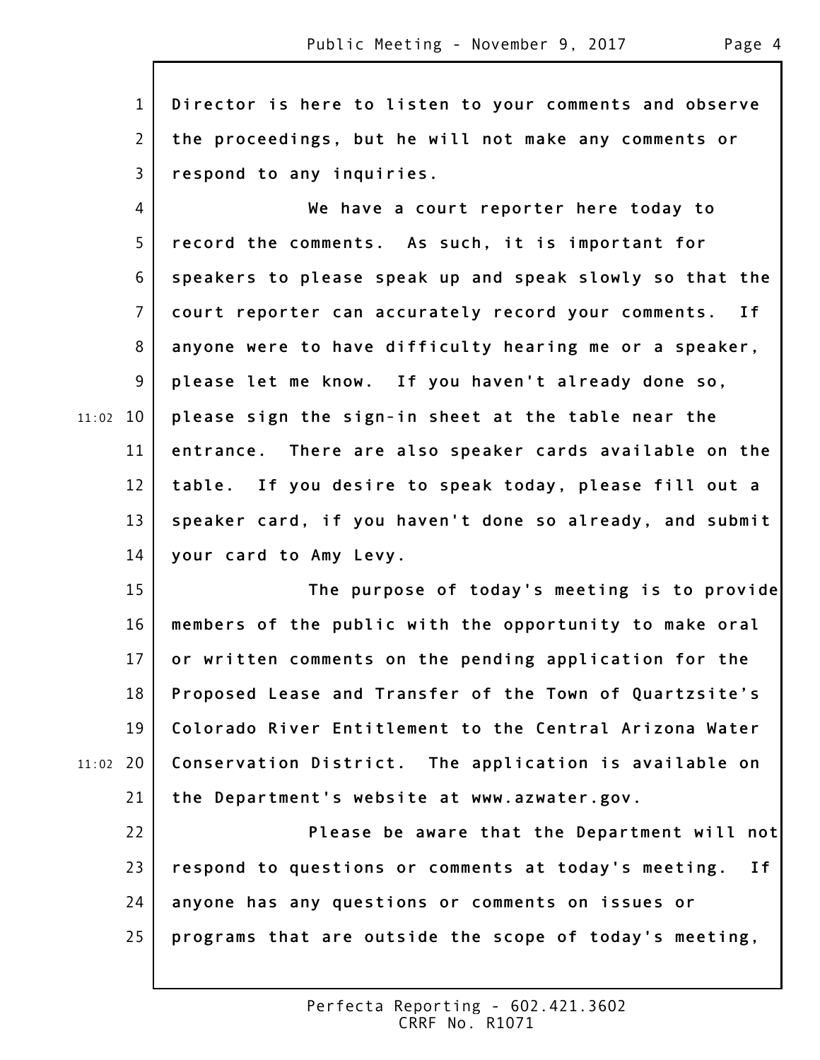Director is here to listen to your comments and observe the proceedings, but he will not make any comments or respond to any inquiries.

We have a court reporter here today to record the comments. As such, it is important for speakers to please speak up and speak slowly so that the court reporter can accurately record your comments. If anyone were to have difficulty hearing me or a speaker, please let me know. If you haven't already done so, please sign the sign-in sheet at the table near the entrance. There are also speaker cards available on the table. If you desire to speak today, please fill out a speaker card, if you haven't done so already, and submit your card to Amy Levy.

The purpose of today's meeting is to provide members of the public with the opportunity to make oral or written comments on the pending application for the Proposed Lease and Transfer of the Town of Quartzsite's Colorado River Entitlement to the Central Arizona Water Conservation District. The application is available on the Department's website at www.azwater.gov.

Please be aware that the Department will not respond to questions or comments at today's meeting. If anyone has any questions or comments on issues or programs that are outside the scope of today's meeting,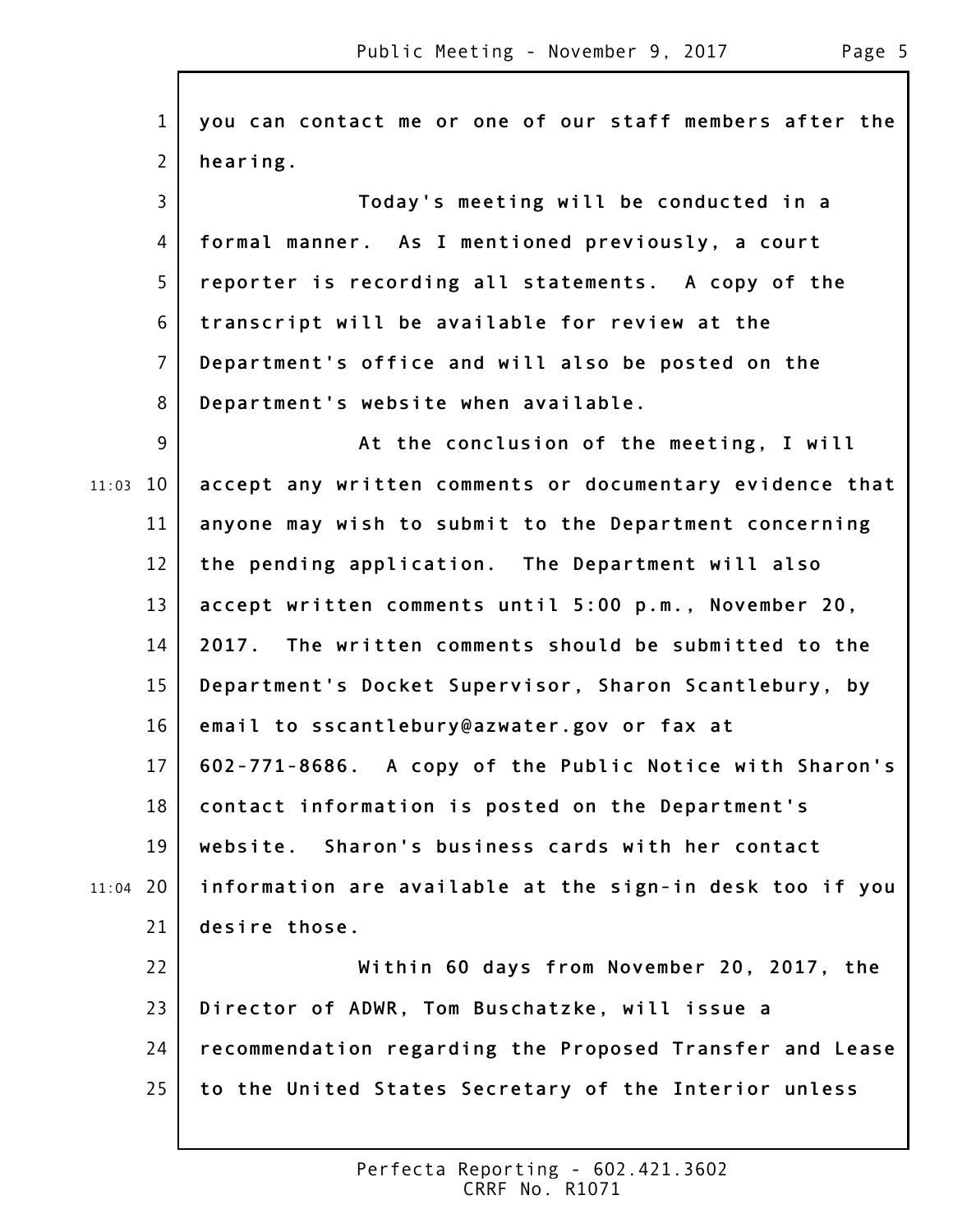you can contact me or one of our staff members after the hearing.

Today's meeting will be conducted in a formal manner. As I mentioned previously, a court reporter is recording all statements. A copy of the transcript will be available for review at the Department's office and will also be posted on the Department's website when available.

At the conclusion of the meeting, I will accept any written comments or documentary evidence that anyone may wish to submit to the Department concerning the pending application. The Department will also accept written comments until 5:00 p.m., November 20, 2017. The written comments should be submitted to the Department's Docket Supervisor, Sharon Scantlebury, by email to sscantlebury@azwater.gov or fax at 602-771-8686. A copy of the Public Notice with Sharon's contact information is posted on the Department's website. Sharon's business cards with her contact information are available at the sign-in desk too if you desire those.

Within 60 days from November 20, 2017, the Director of ADWR, Tom Buschatzke, will issue a recommendation regarding the Proposed Transfer and Lease to the United States Secretary of the Interior unless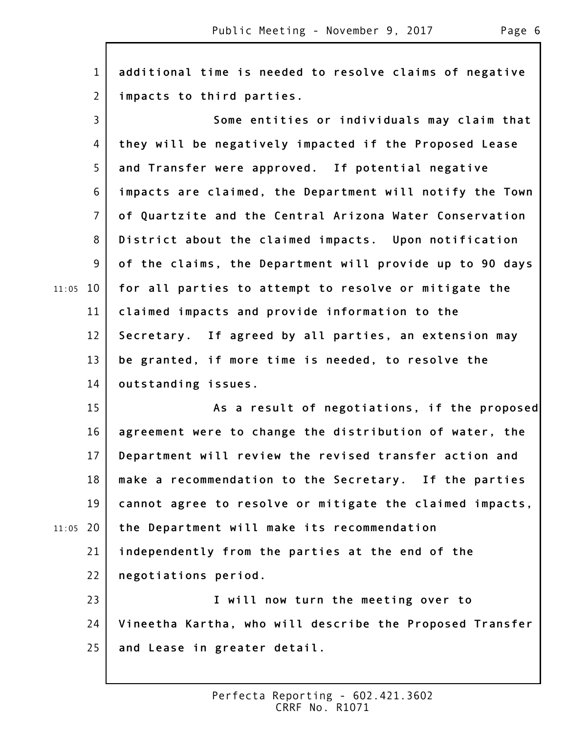additional time is needed to resolve claims of negative impacts to third parties.

Some entities or individuals may claim that they will be negatively impacted if the Proposed Lease and Transfer were approved. If potential negative impacts are claimed, the Department will notify the Town of Quartzite and the Central Arizona Water Conservation District about the claimed impacts. Upon notification of the claims, the Department will provide up to 90 days for all parties to attempt to resolve or mitigate the claimed impacts and provide information to the Secretary. If agreed by all parties, an extension may be granted, if more time is needed, to resolve the outstanding issues.

As a result of negotiations, if the proposed agreement were to change the distribution of water, the Department will review the revised transfer action and make a recommendation to the Secretary. If the parties cannot agree to resolve or mitigate the claimed impacts, the Department will make its recommendation independently from the parties at the end of the negotiations period.

I will now turn the meeting over to Vineetha Kartha, who will describe the Proposed Transfer and Lease in greater detail.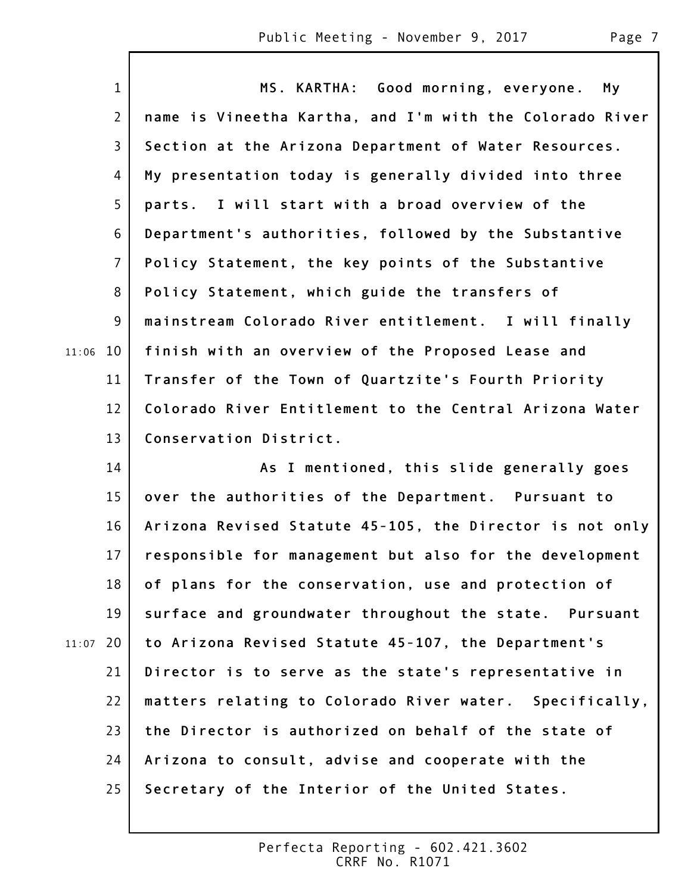MS. KARTHA: Good morning, everyone. My name is Vineetha Kartha, and I'm with the Colorado River Section at the Arizona Department of Water Resources. My presentation today is generally divided into three parts. I will start with a broad overview of the Department's authorities, followed by the Substantive Policy Statement, the key points of the Substantive Policy Statement, which guide the transfers of mainstream Colorado River entitlement. I will finally finish with an overview of the Proposed Lease and Transfer of the Town of Quartzite's Fourth Priority Colorado River Entitlement to the Central Arizona Water Conservation District.

As I mentioned, this slide generally goes over the authorities of the Department. Pursuant to Arizona Revised Statute 45-105, the Director is not only responsible for management but also for the development of plans for the conservation, use and protection of surface and groundwater throughout the state. Pursuant to Arizona Revised Statute 45-107, the Department's Director is to serve as the state's representative in matters relating to Colorado River water. Specifically, the Director is authorized on behalf of the state of Arizona to consult, advise and cooperate with the Secretary of the Interior of the United States.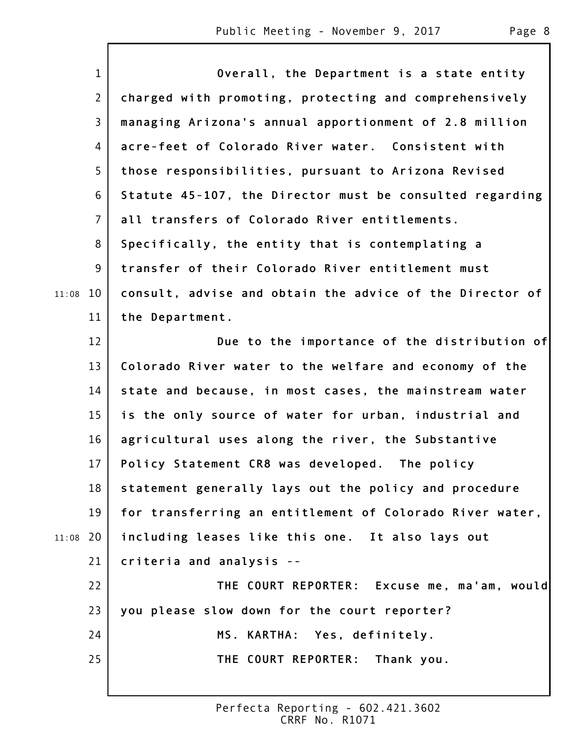Overall, the Department is a state entity charged with promoting, protecting and comprehensively managing Arizona's annual apportionment of 2.8 million acre-feet of Colorado River water. Consistent with those responsibilities, pursuant to Arizona Revised Statute 45-107, the Director must be consulted regarding all transfers of Colorado River entitlements. Specifically, the entity that is contemplating a transfer of their Colorado River entitlement must consult, advise and obtain the advice of the Director of the Department.

Due to the importance of the distribution of Colorado River water to the welfare and economy of the state and because, in most cases, the mainstream water is the only source of water for urban, industrial and agricultural uses along the river, the Substantive Policy Statement CR8 was developed. The policy statement generally lays out the policy and procedure for transferring an entitlement of Colorado River water, including leases like this one. It also lays out criteria and analysis --

THE COURT REPORTER: Excuse me, ma'am, would you please slow down for the court reporter?

MS. KARTHA: Yes, definitely.

THE COURT REPORTER: Thank you.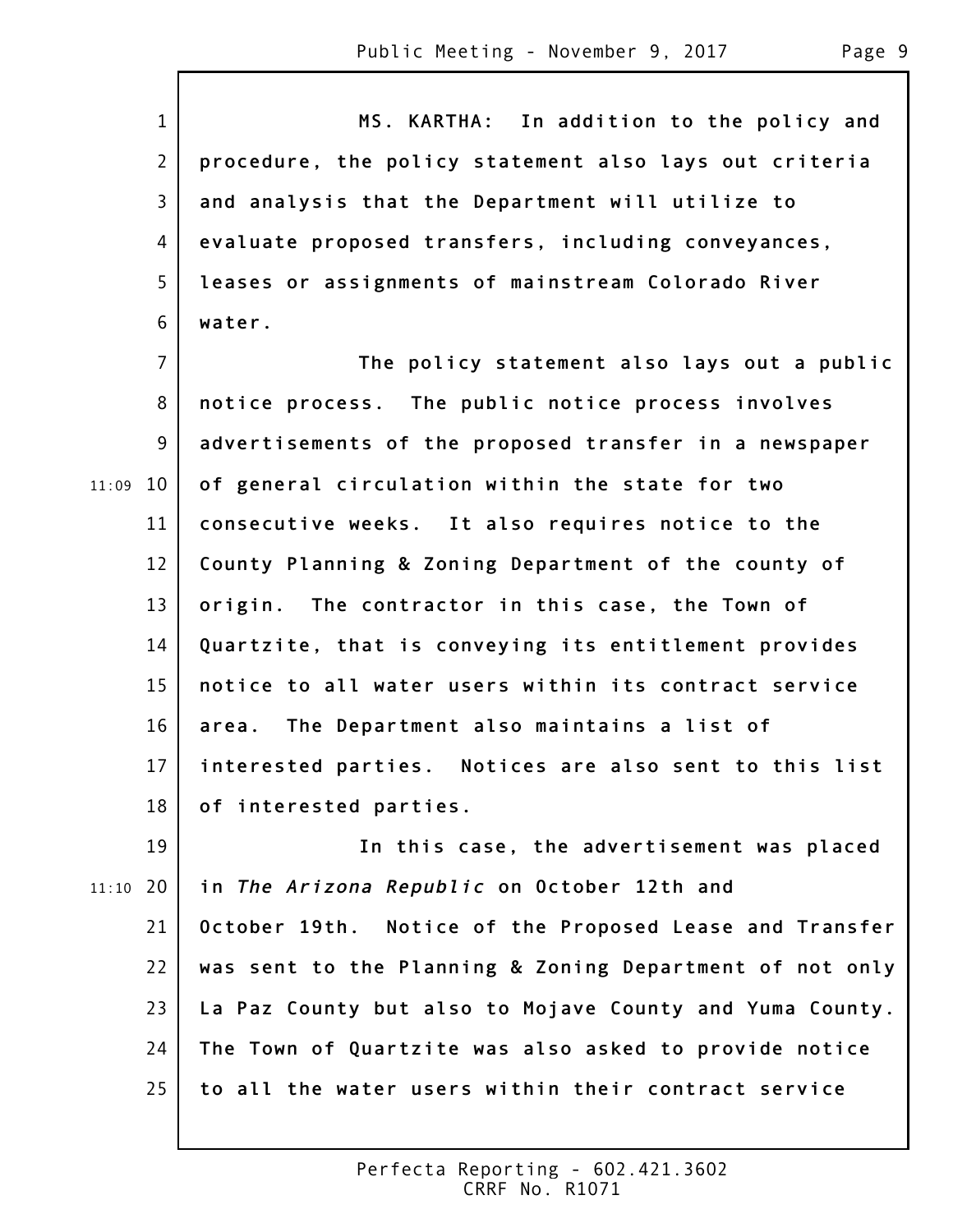MS. KARTHA: In addition to the policy and procedure, the policy statement also lays out criteria and analysis that the Department will utilize to evaluate proposed transfers, including conveyances, leases or assignments of mainstream Colorado River water.

The policy statement also lays out a public notice process. The public notice process involves advertisements of the proposed transfer in a newspaper of general circulation within the state for two consecutive weeks. It also requires notice to the County Planning & Zoning Department of the county of origin. The contractor in this case, the Town of Quartzite, that is conveying its entitlement provides notice to all water users within its contract service area. The Department also maintains a list of interested parties. Notices are also sent to this list of interested parties.

In this case, the advertisement was placed in *The Arizona Republic* on October 12th and October 19th. Notice of the Proposed Lease and Transfer was sent to the Planning & Zoning Department of not only La Paz County but also to Mojave County and Yuma County. The Town of Quartzite was also asked to provide notice to all the water users within their contract service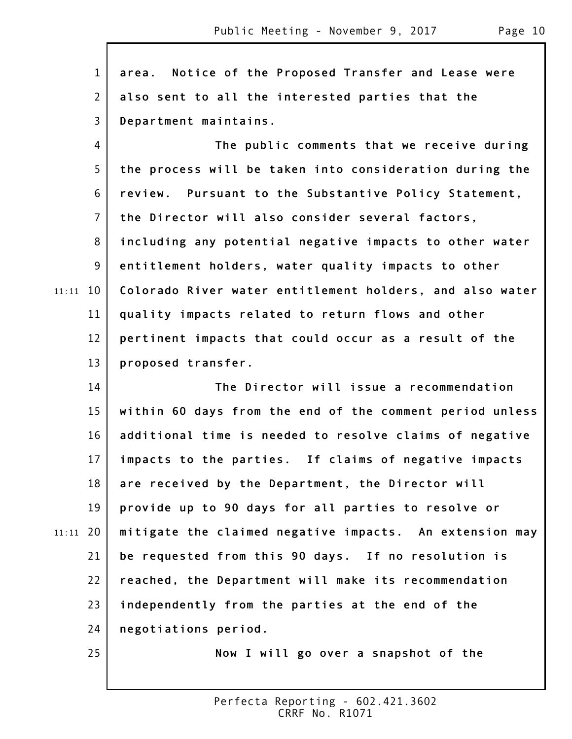area. Notice of the Proposed Transfer and Lease were also sent to all the interested parties that the Department maintains.

The public comments that we receive during the process will be taken into consideration during the review. Pursuant to the Substantive Policy Statement, the Director will also consider several factors, including any potential negative impacts to other water entitlement holders, water quality impacts to other Colorado River water entitlement holders, and also water quality impacts related to return flows and other pertinent impacts that could occur as a result of the proposed transfer.

The Director will issue a recommendation within 60 days from the end of the comment period unless additional time is needed to resolve claims of negative impacts to the parties. If claims of negative impacts are received by the Department, the Director will provide up to 90 days for all parties to resolve or mitigate the claimed negative impacts. An extension may be requested from this 90 days. If no resolution is reached, the Department will make its recommendation independently from the parties at the end of the negotiations period.

Now I will go over a snapshot of the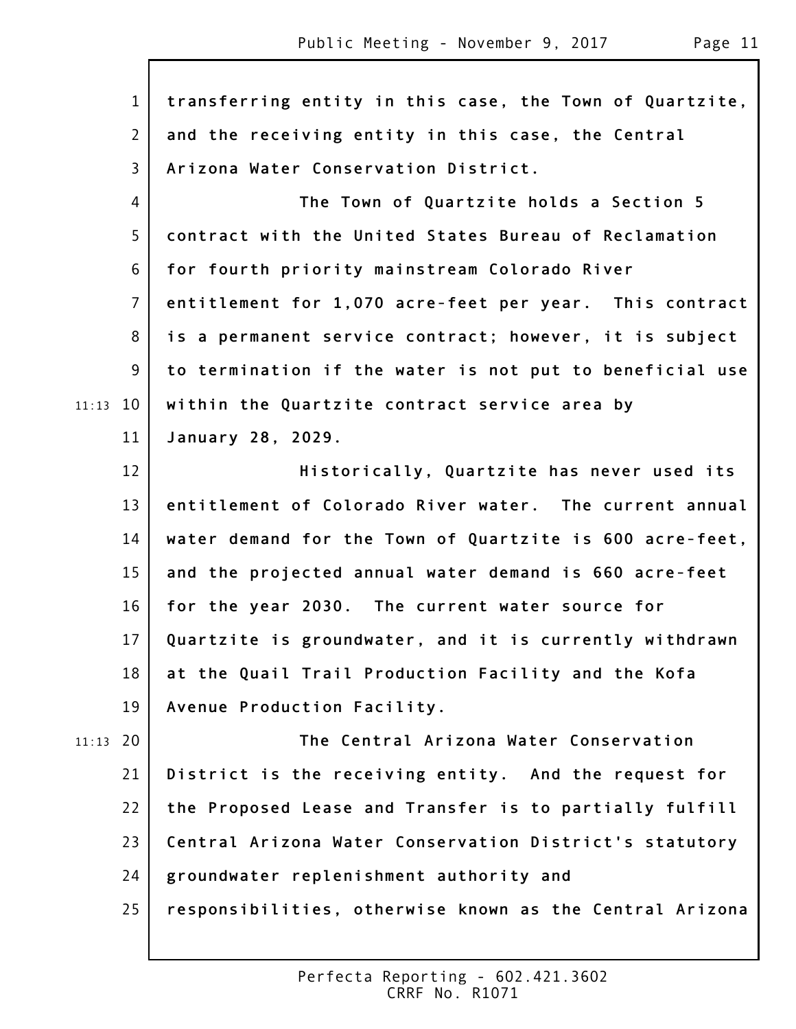transferring entity in this case, the Town of Quartzite, and the receiving entity in this case, the Central Arizona Water Conservation District.

The Town of Quartzite holds a Section 5 contract with the United States Bureau of Reclamation for fourth priority mainstream Colorado River entitlement for 1,070 acre-feet per year. This contract is a permanent service contract; however, it is subject to termination if the water is not put to beneficial use within the Quartzite contract service area by January 28, 2029.

Historically, Quartzite has never used its entitlement of Colorado River water. The current annual water demand for the Town of Quartzite is 600 acre-feet, and the projected annual water demand is 660 acre-feet for the year 2030. The current water source for Quartzite is groundwater, and it is currently withdrawn at the Quail Trail Production Facility and the Kofa Avenue Production Facility.

The Central Arizona Water Conservation District is the receiving entity. And the request for the Proposed Lease and Transfer is to partially fulfill Central Arizona Water Conservation District's statutory groundwater replenishment authority and responsibilities, otherwise known as the Central Arizona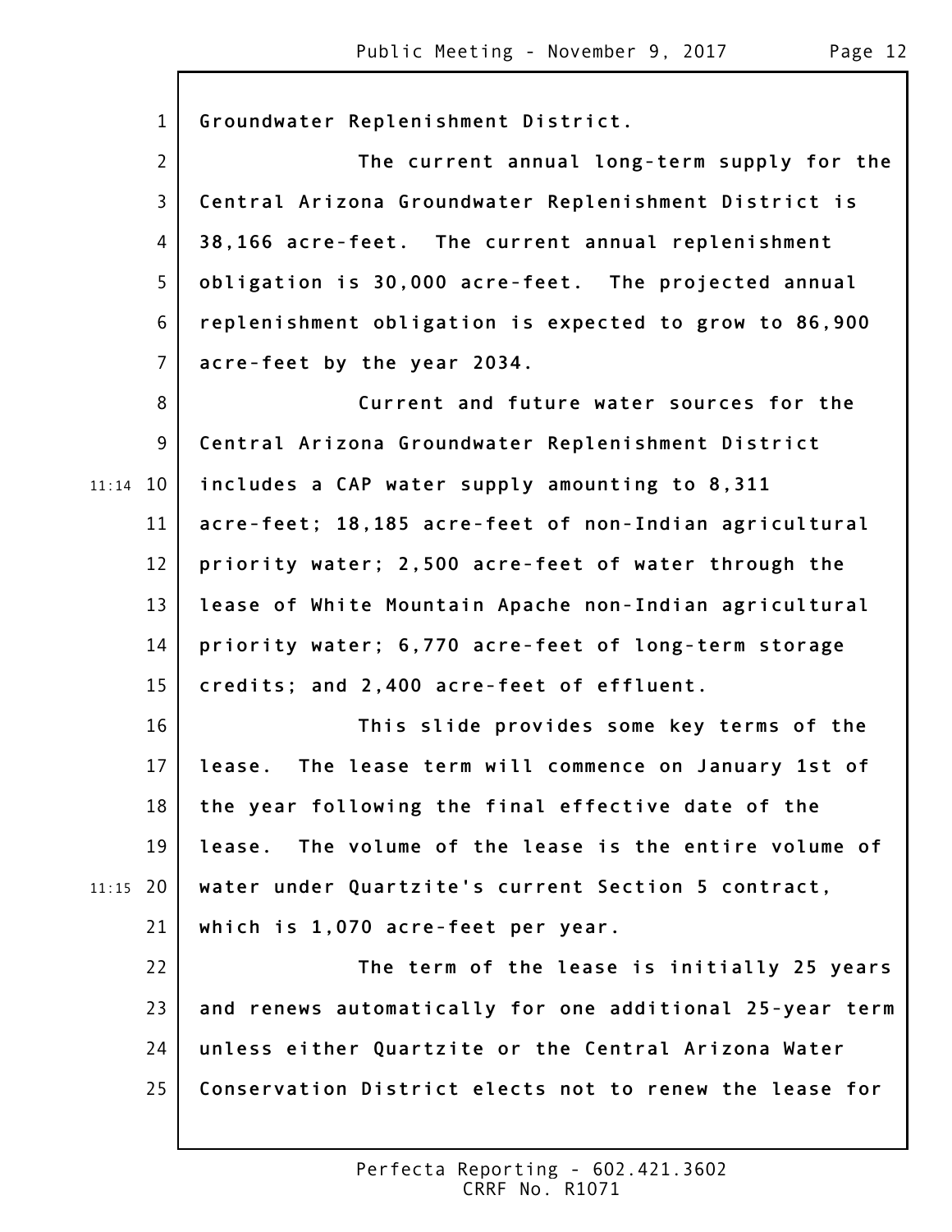Groundwater Replenishment District.

The current annual long-term supply for the Central Arizona Groundwater Replenishment District is 38,166 acre-feet. The current annual replenishment obligation is 30,000 acre-feet. The projected annual replenishment obligation is expected to grow to 86,900 acre-feet by the year 2034.

Current and future water sources for the Central Arizona Groundwater Replenishment District includes a CAP water supply amounting to 8,311 acre-feet; 18,185 acre-feet of non-Indian agricultural priority water; 2,500 acre-feet of water through the lease of White Mountain Apache non-Indian agricultural priority water; 6,770 acre-feet of long-term storage credits; and 2,400 acre-feet of effluent.

This slide provides some key terms of the lease. The lease term will commence on January 1st of the year following the final effective date of the lease. The volume of the lease is the entire volume of water under Quartzite's current Section 5 contract, which is 1,070 acre-feet per year.

The term of the lease is initially 25 years and renews automatically for one additional 25-year term unless either Quartzite or the Central Arizona Water Conservation District elects not to renew the lease for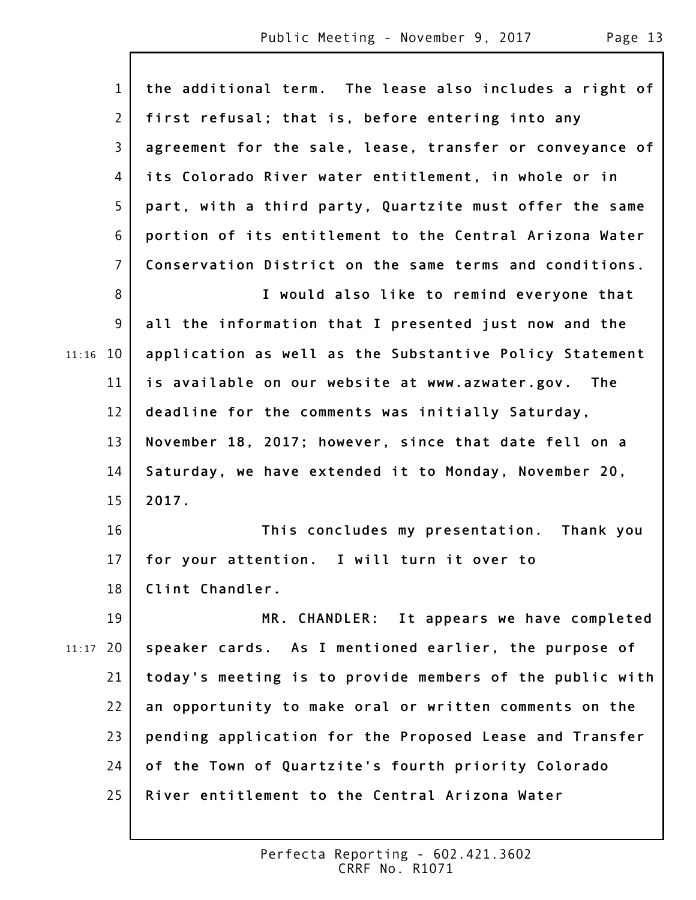the additional term. The lease also includes a right of first refusal; that is, before entering into any agreement for the sale, lease, transfer or conveyance of its Colorado River water entitlement, in whole or in part, with a third party, Quartzite must offer the same portion of its entitlement to the Central Arizona Water Conservation District on the same terms and conditions.

I would also like to remind everyone that all the information that I presented just now and the application as well as the Substantive Policy Statement is available on our website at www.azwater.gov. The deadline for the comments was initially Saturday, November 18, 2017; however, since that date fell on a Saturday, we have extended it to Monday, November 20, 2017.

This concludes my presentation. Thank you for your attention. I will turn it over to Clint Chandler.

MR. CHANDLER: It appears we have completed speaker cards. As I mentioned earlier, the purpose of today's meeting is to provide members of the public with an opportunity to make oral or written comments on the pending application for the Proposed Lease and Transfer of the Town of Quartzite's fourth priority Colorado River entitlement to the Central Arizona Water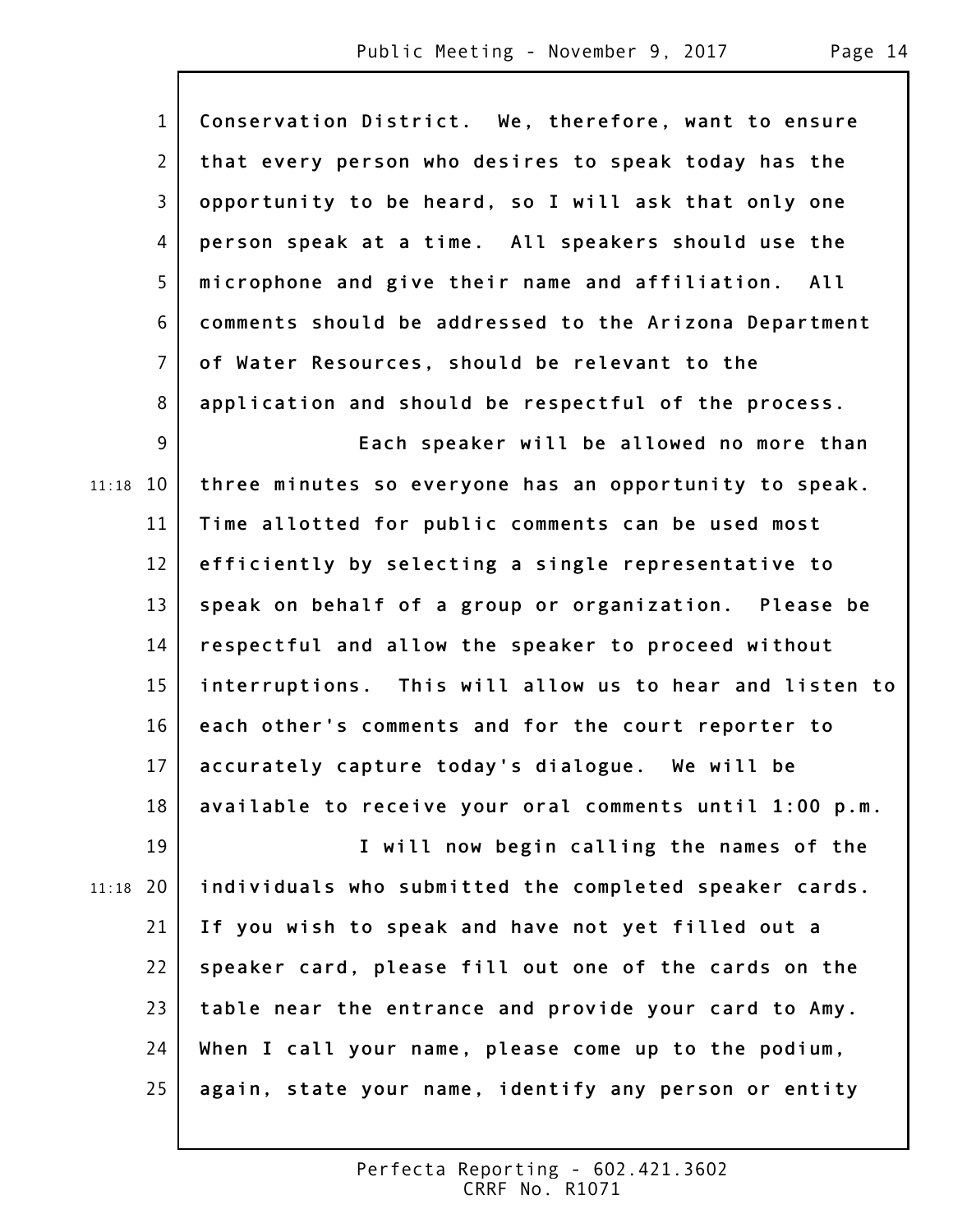Conservation District. We, therefore, want to ensure that every person who desires to speak today has the opportunity to be heard, so I will ask that only one person speak at a time. All speakers should use the microphone and give their name and affiliation. All comments should be addressed to the Arizona Department of Water Resources, should be relevant to the application and should be respectful of the process.

Each speaker will be allowed no more than three minutes so everyone has an opportunity to speak. Time allotted for public comments can be used most efficiently by selecting a single representative to speak on behalf of a group or organization. Please be respectful and allow the speaker to proceed without interruptions. This will allow us to hear and listen to each other's comments and for the court reporter to accurately capture today's dialogue. We will be available to receive your oral comments until 1:00 p.m.

I will now begin calling the names of the individuals who submitted the completed speaker cards. If you wish to speak and have not yet filled out a speaker card, please fill out one of the cards on the table near the entrance and provide your card to Amy. When I call your name, please come up to the podium, again, state your name, identify any person or entity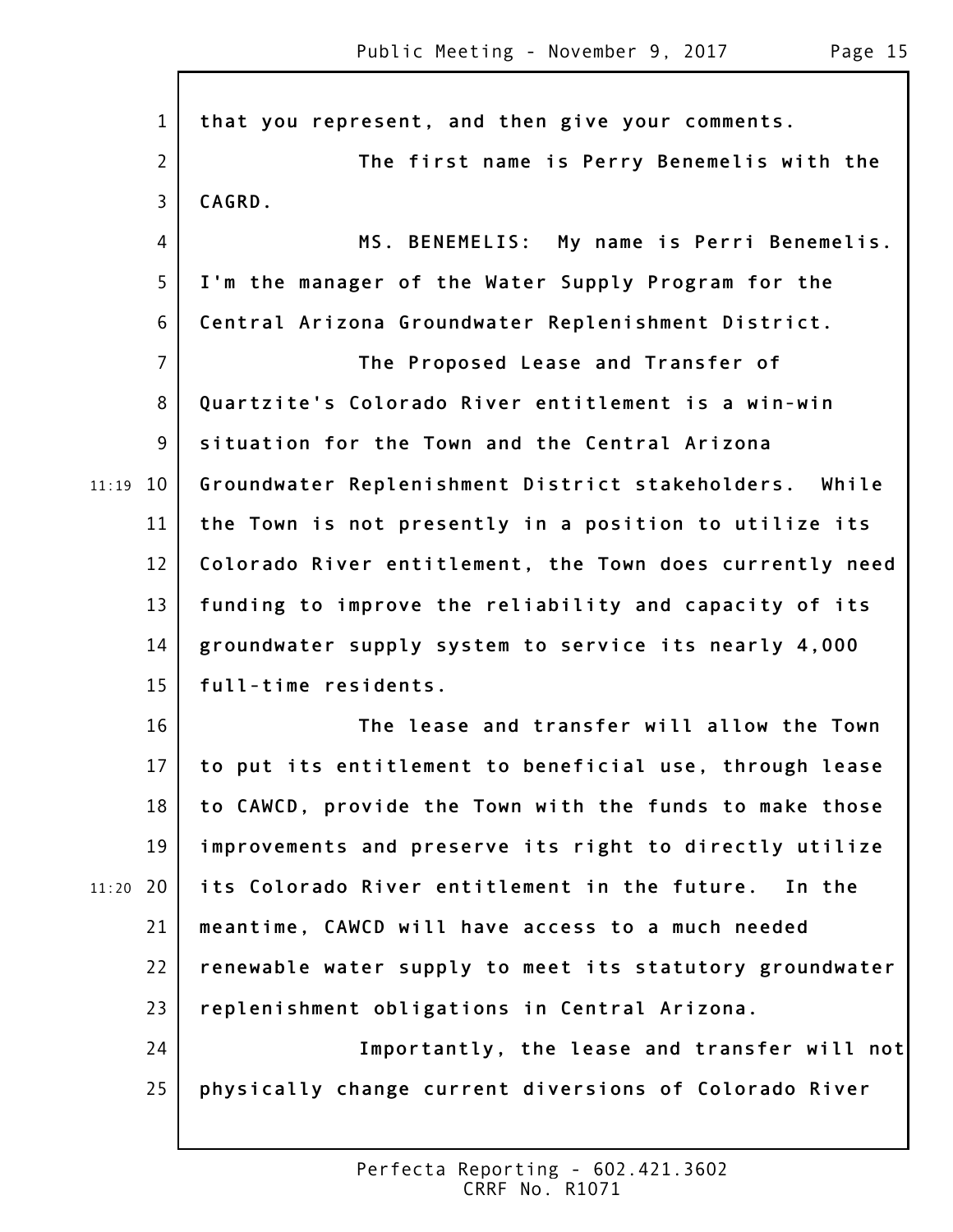that you represent, and then give your comments.

The first name is Perry Benemelis with the CAGRD.

MS. BENEMELIS: My name is Perri Benemelis. I'm the manager of the Water Supply Program for the Central Arizona Groundwater Replenishment District.

The Proposed Lease and Transfer of Quartzite's Colorado River entitlement is a win-win situation for the Town and the Central Arizona Groundwater Replenishment District stakeholders. While the Town is not presently in a position to utilize its Colorado River entitlement, the Town does currently need funding to improve the reliability and capacity of its groundwater supply system to service its nearly 4,000 full-time residents.

The lease and transfer will allow the Town to put its entitlement to beneficial use, through lease to CAWCD, provide the Town with the funds to make those improvements and preserve its right to directly utilize its Colorado River entitlement in the future. In the meantime, CAWCD will have access to a much needed renewable water supply to meet its statutory groundwater replenishment obligations in Central Arizona.

Importantly, the lease and transfer will not physically change current diversions of Colorado River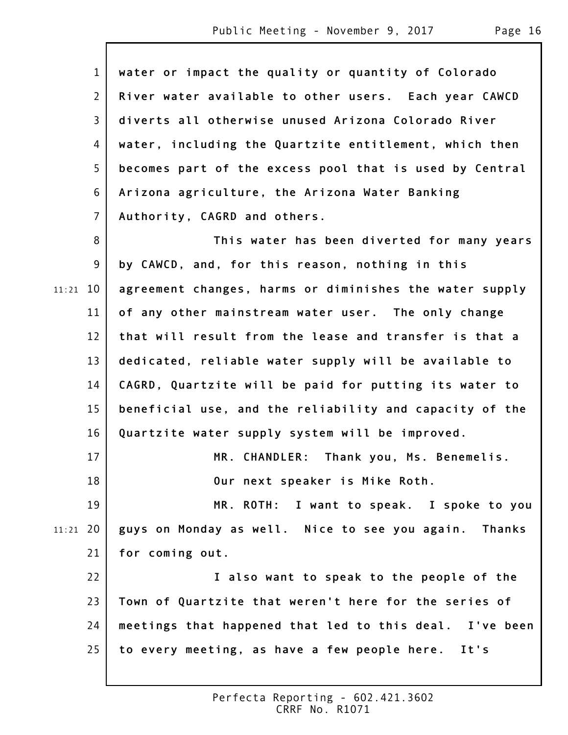water or impact the quality or quantity of Colorado River water available to other users. Each year CAWCD diverts all otherwise unused Arizona Colorado River water, including the Quartzite entitlement, which then becomes part of the excess pool that is used by Central Arizona agriculture, the Arizona Water Banking Authority, CAGRD and others.

This water has been diverted for many years by CAWCD, and, for this reason, nothing in this agreement changes, harms or diminishes the water supply of any other mainstream water user. The only change that will result from the lease and transfer is that a dedicated, reliable water supply will be available to CAGRD, Quartzite will be paid for putting its water to beneficial use, and the reliability and capacity of the Quartzite water supply system will be improved.

MR. CHANDLER: Thank you, Ms. Benemelis.

Our next speaker is Mike Roth.

MR. ROTH: I want to speak. I spoke to you guys on Monday as well. Nice to see you again. Thanks for coming out.

I also want to speak to the people of the Town of Quartzite that weren't here for the series of meetings that happened that led to this deal. I've been to every meeting, as have a few people here. It's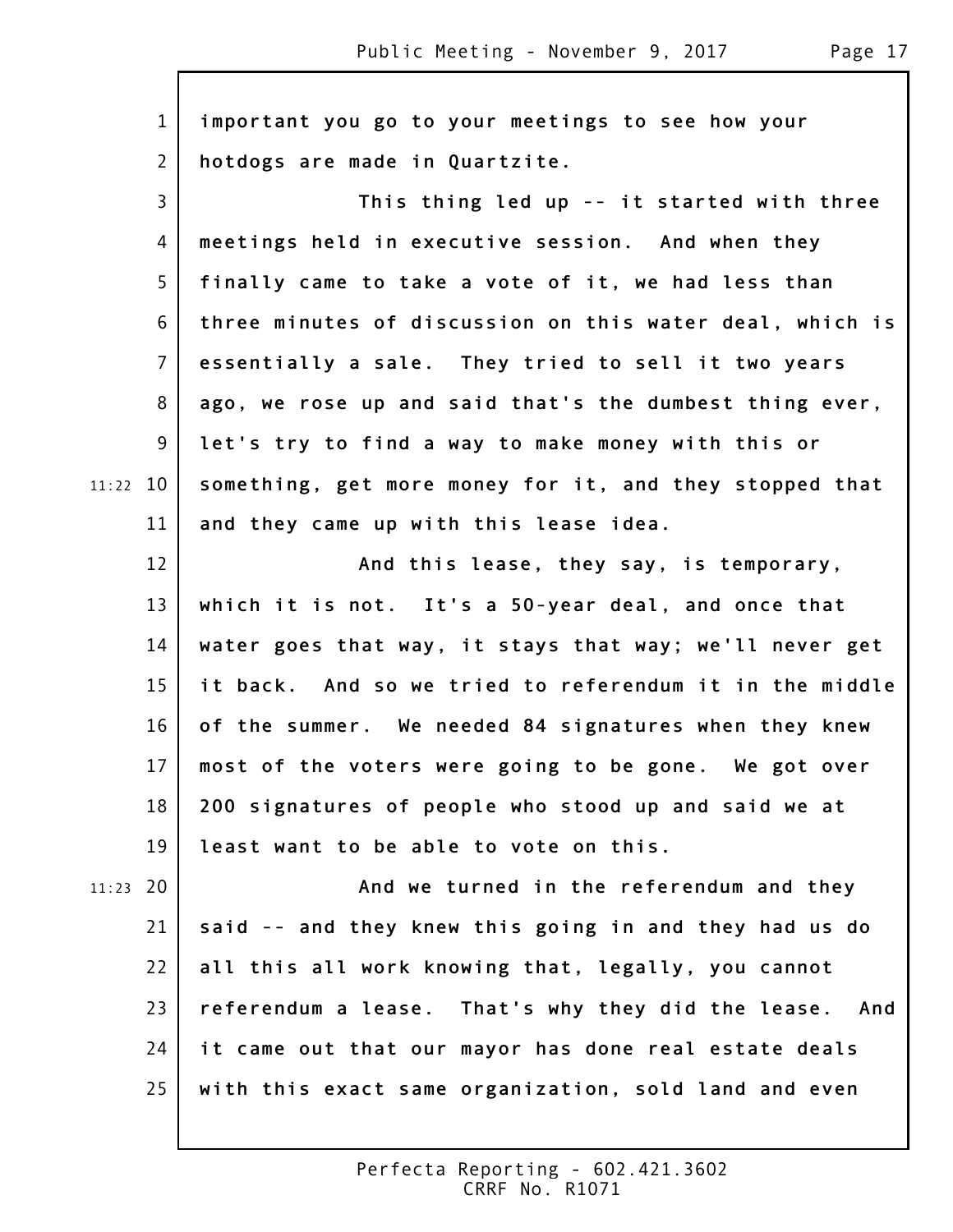important you go to your meetings to see how your hotdogs are made in Quartzite.

This thing led up -- it started with three meetings held in executive session. And when they finally came to take a vote of it, we had less than three minutes of discussion on this water deal, which is essentially a sale. They tried to sell it two years ago, we rose up and said that's the dumbest thing ever, let's try to find a way to make money with this or something, get more money for it, and they stopped that and they came up with this lease idea.

And this lease, they say, is temporary, which it is not. It's a 50-year deal, and once that water goes that way, it stays that way; we'll never get it back. And so we tried to referendum it in the middle of the summer. We needed 84 signatures when they knew most of the voters were going to be gone. We got over 200 signatures of people who stood up and said we at least want to be able to vote on this.

And we turned in the referendum and they said -- and they knew this going in and they had us do all this all work knowing that, legally, you cannot referendum a lease. That's why they did the lease. And it came out that our mayor has done real estate deals with this exact same organization, sold land and even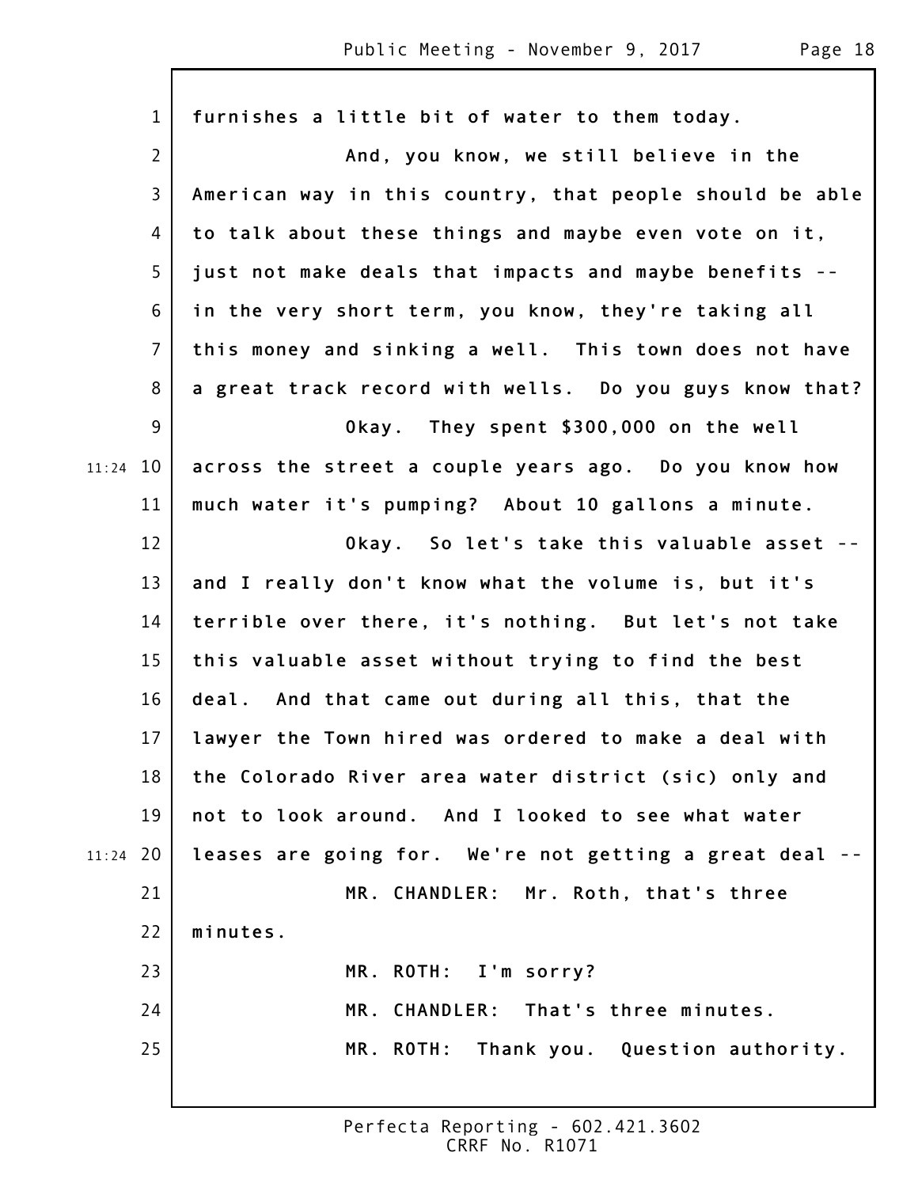furnishes a little bit of water to them today.

And, you know, we still believe in the American way in this country, that people should be able to talk about these things and maybe even vote on it, just not make deals that impacts and maybe benefits -- in the very short term, you know, they're taking all this money and sinking a well. This town does not have a great track record with wells. Do you guys know that?

Okay. They spent $300,000 on the well across the street a couple years ago. Do you know how much water it's pumping? About 10 gallons a minute.

Okay. So let's take this valuable asset -- and I really don't know what the volume is, but it's terrible over there, it's nothing. But let's not take this valuable asset without trying to find the best deal. And that came out during all this, that the lawyer the Town hired was ordered to make a deal with the Colorado River area water district (sic) only and not to look around. And I looked to see what water leases are going for. We're not getting a great deal --

MR. CHANDLER: Mr. Roth, that's three minutes.

MR. ROTH: I'm sorry?

MR. CHANDLER: That's three minutes.

MR. ROTH: Thank you. Question authority.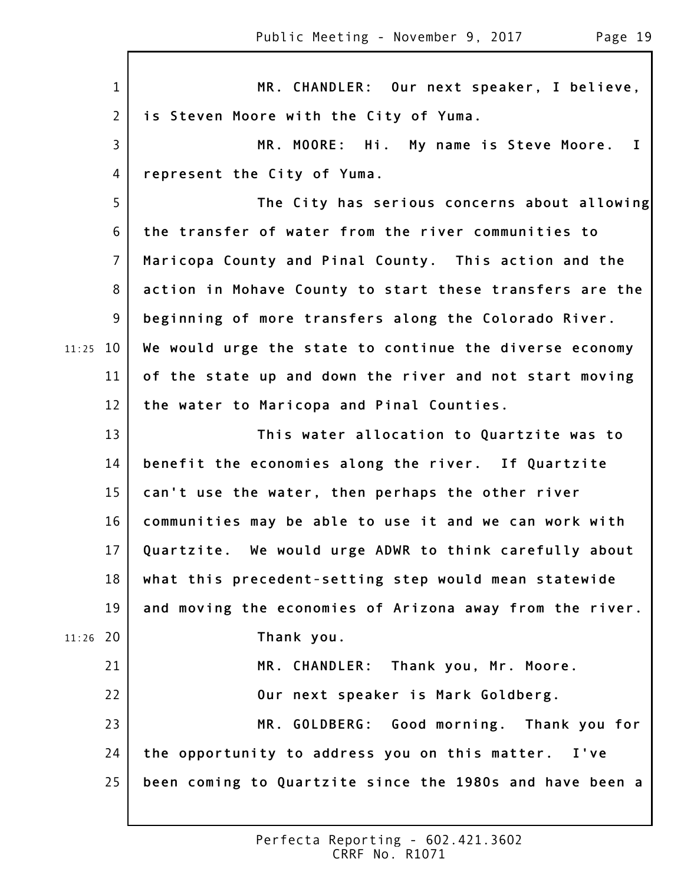MR. CHANDLER: Our next speaker, I believe, is Steven Moore with the City of Yuma.

MR. MOORE: Hi. My name is Steve Moore. I represent the City of Yuma.

The City has serious concerns about allowing the transfer of water from the river communities to Maricopa County and Pinal County. This action and the action in Mohave County to start these transfers are the beginning of more transfers along the Colorado River. We would urge the state to continue the diverse economy of the state up and down the river and not start moving the water to Maricopa and Pinal Counties.

This water allocation to Quartzite was to benefit the economies along the river. If Quartzite can't use the water, then perhaps the other river communities may be able to use it and we can work with Quartzite. We would urge ADWR to think carefully about what this precedent-setting step would mean statewide and moving the economies of Arizona away from the river.

Thank you.

MR. CHANDLER: Thank you, Mr. Moore.

Our next speaker is Mark Goldberg.

MR. GOLDBERG: Good morning. Thank you for the opportunity to address you on this matter. I've been coming to Quartzite since the 1980s and have been a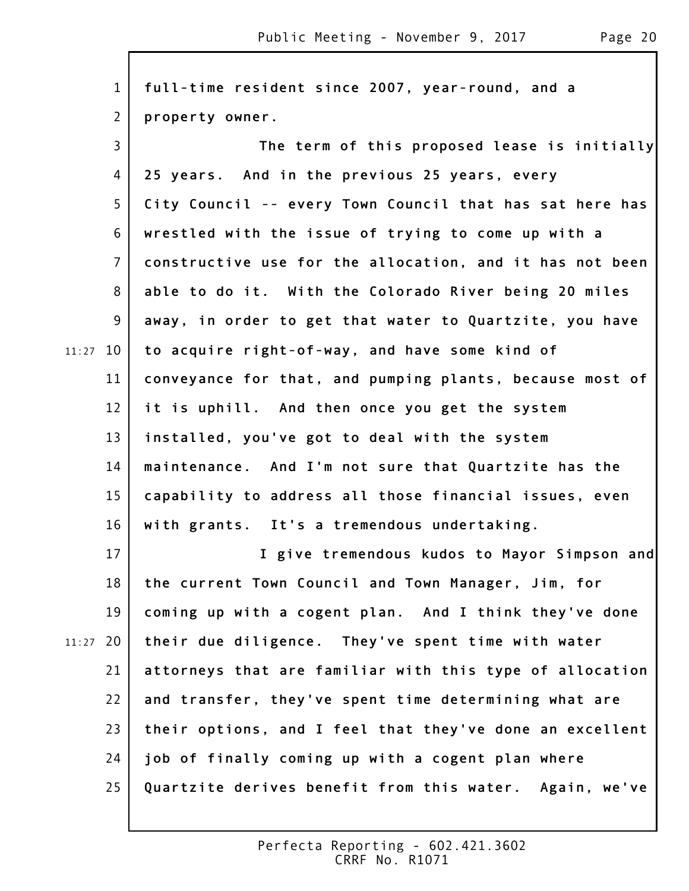full-time resident since 2007, year-round, and a property owner.

The term of this proposed lease is initially 25 years. And in the previous 25 years, every City Council -- every Town Council that has sat here has wrestled with the issue of trying to come up with a constructive use for the allocation, and it has not been able to do it. With the Colorado River being 20 miles away, in order to get that water to Quartzite, you have to acquire right-of-way, and have some kind of conveyance for that, and pumping plants, because most of it is uphill. And then once you get the system installed, you've got to deal with the system maintenance. And I'm not sure that Quartzite has the capability to address all those financial issues, even with grants. It's a tremendous undertaking.

I give tremendous kudos to Mayor Simpson and the current Town Council and Town Manager, Jim, for coming up with a cogent plan. And I think they've done their due diligence. They've spent time with water attorneys that are familiar with this type of allocation and transfer, they've spent time determining what are their options, and I feel that they've done an excellent job of finally coming up with a cogent plan where Quartzite derives benefit from this water. Again, we've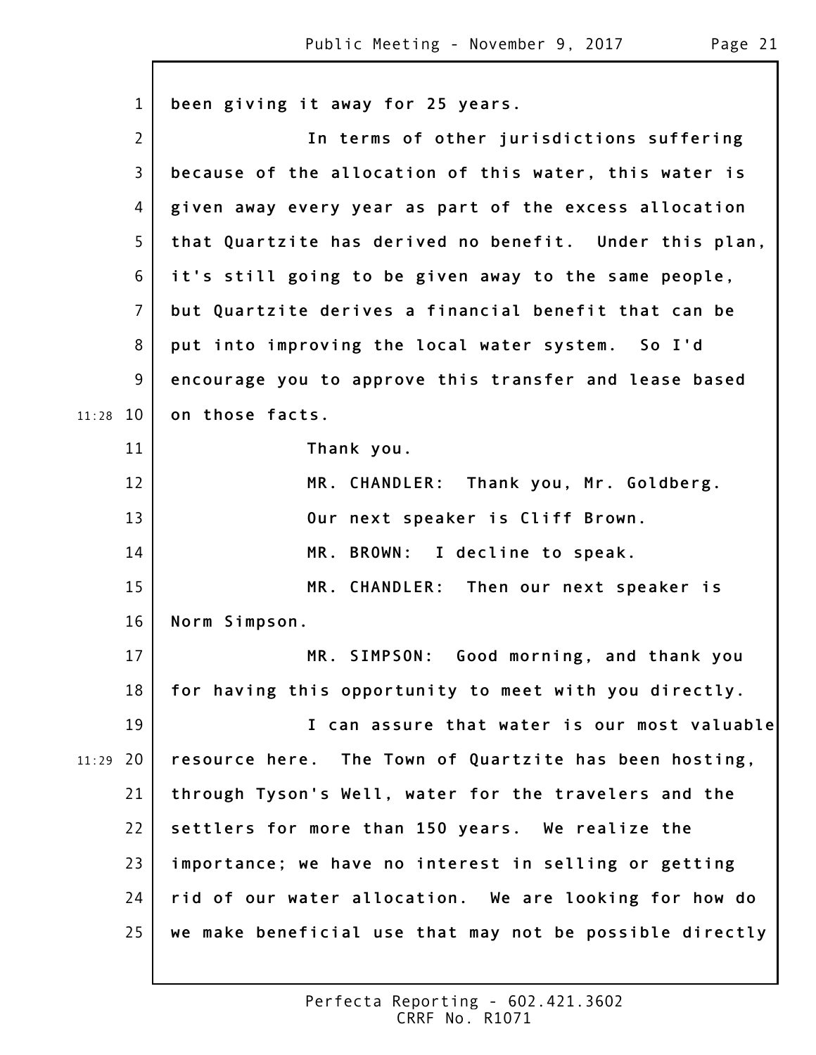been giving it away for 25 years.

In terms of other jurisdictions suffering because of the allocation of this water, this water is given away every year as part of the excess allocation that Quartzite has derived no benefit. Under this plan, it's still going to be given away to the same people, but Quartzite derives a financial benefit that can be put into improving the local water system. So I'd encourage you to approve this transfer and lease based on those facts.

Thank you.

MR. CHANDLER: Thank you, Mr. Goldberg.

Our next speaker is Cliff Brown.

MR. BROWN: I decline to speak.

MR. CHANDLER: Then our next speaker is Norm Simpson.

MR. SIMPSON: Good morning, and thank you for having this opportunity to meet with you directly.

I can assure that water is our most valuable resource here. The Town of Quartzite has been hosting, through Tyson's Well, water for the travelers and the settlers for more than 150 years. We realize the importance; we have no interest in selling or getting rid of our water allocation. We are looking for how do we make beneficial use that may not be possible directly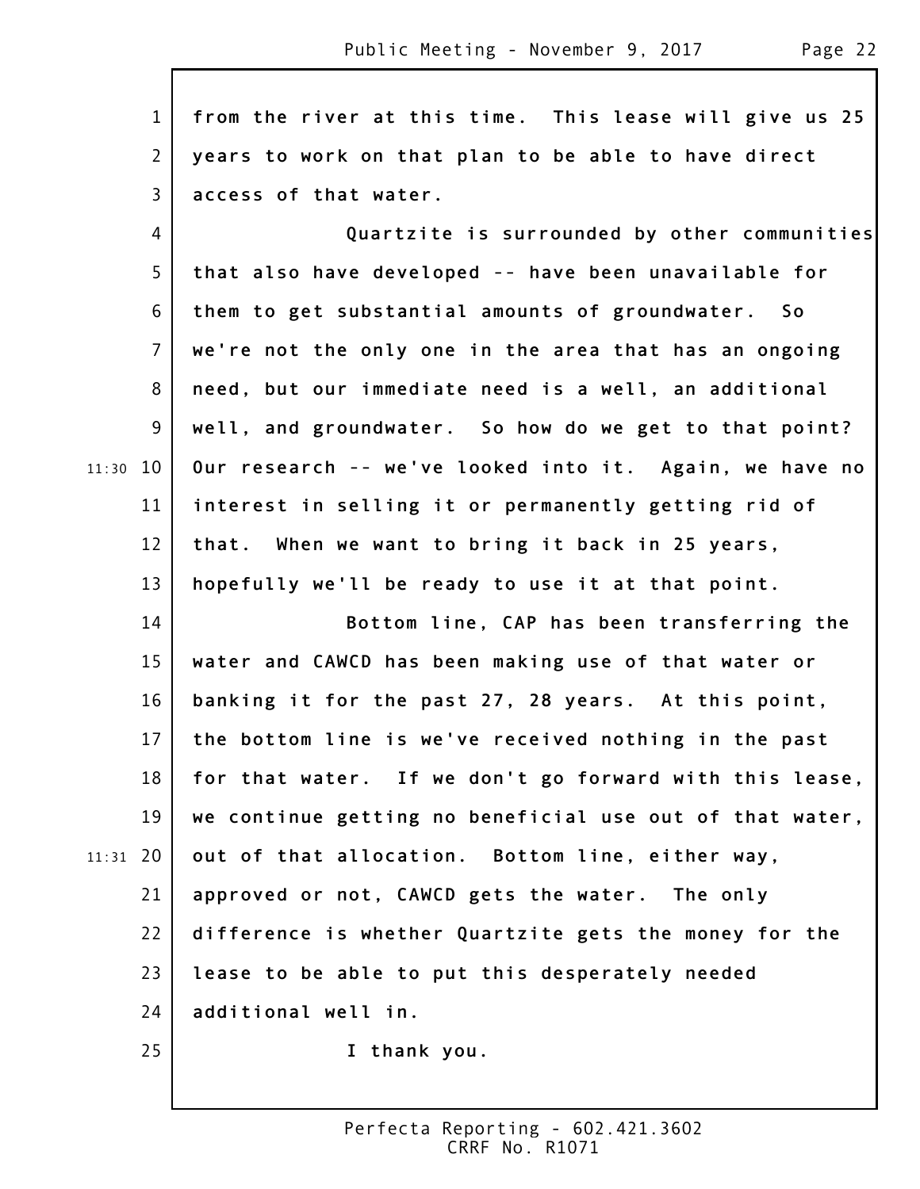from the river at this time. This lease will give us 25 years to work on that plan to be able to have direct access of that water.

Quartzite is surrounded by other communities that also have developed -- have been unavailable for them to get substantial amounts of groundwater. So we're not the only one in the area that has an ongoing need, but our immediate need is a well, an additional well, and groundwater. So how do we get to that point? Our research -- we've looked into it. Again, we have no interest in selling it or permanently getting rid of that. When we want to bring it back in 25 years, hopefully we'll be ready to use it at that point.

Bottom line, CAP has been transferring the water and CAWCD has been making use of that water or banking it for the past 27, 28 years. At this point, the bottom line is we've received nothing in the past for that water. If we don't go forward with this lease, we continue getting no beneficial use out of that water, out of that allocation. Bottom line, either way, approved or not, CAWCD gets the water. The only difference is whether Quartzite gets the money for the lease to be able to put this desperately needed additional well in.

I thank you.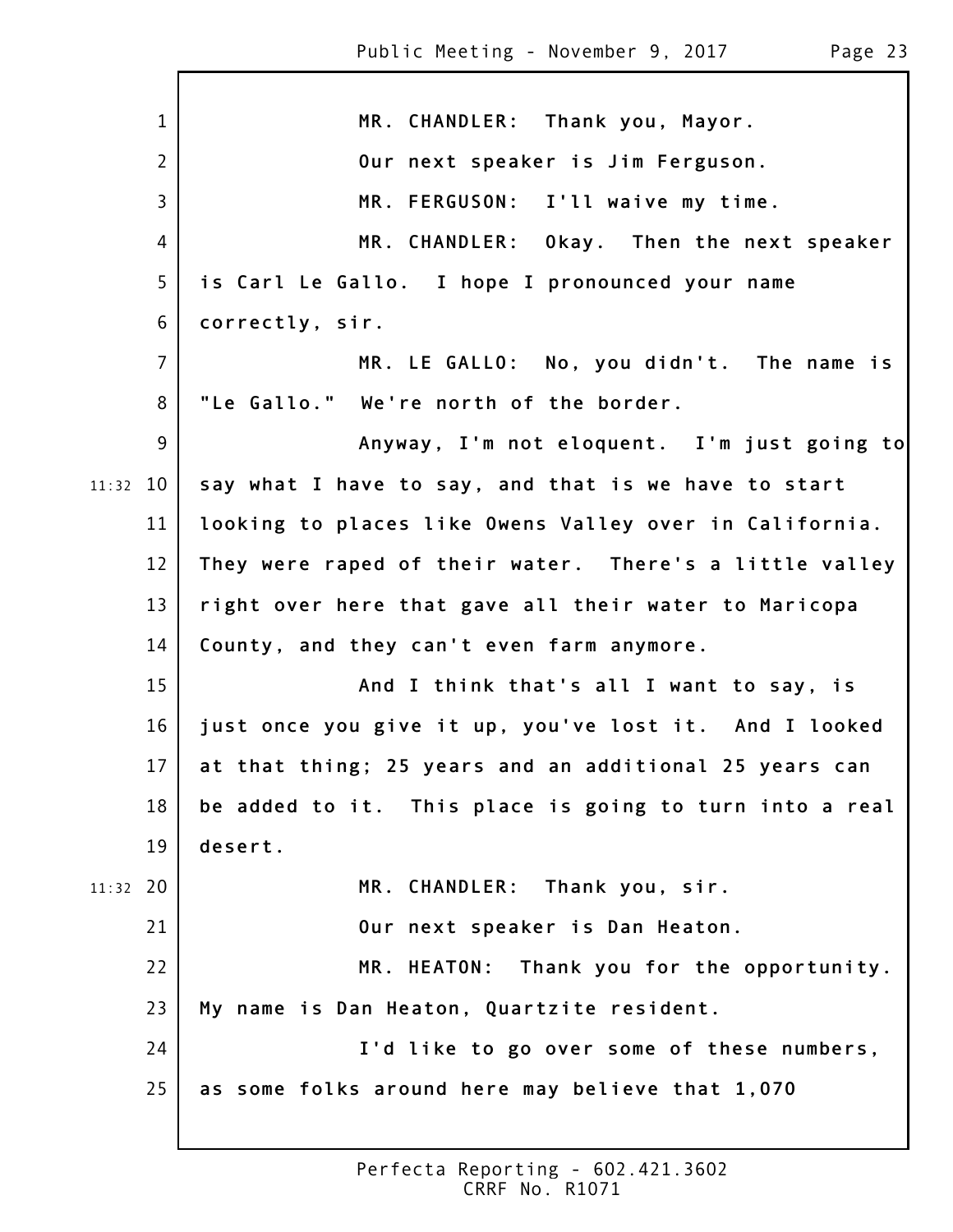MR. CHANDLER: Thank you, Mayor.

Our next speaker is Jim Ferguson.

MR. FERGUSON: I'll waive my time.

MR. CHANDLER: Okay. Then the next speaker is Carl Le Gallo. I hope I pronounced your name correctly, sir.

MR. LE GALLO: No, you didn't. The name is "Le Gallo." We're north of the border.

Anyway, I'm not eloquent. I'm just going to say what I have to say, and that is we have to start looking to places like Owens Valley over in California. They were raped of their water. There's a little valley right over here that gave all their water to Maricopa County, and they can't even farm anymore.

And I think that's all I want to say, is just once you give it up, you've lost it. And I looked at that thing; 25 years and an additional 25 years can be added to it. This place is going to turn into a real desert.

MR. CHANDLER: Thank you, sir.

Our next speaker is Dan Heaton.

MR. HEATON: Thank you for the opportunity. My name is Dan Heaton, Quartzite resident.

I'd like to go over some of these numbers, as some folks around here may believe that 1,070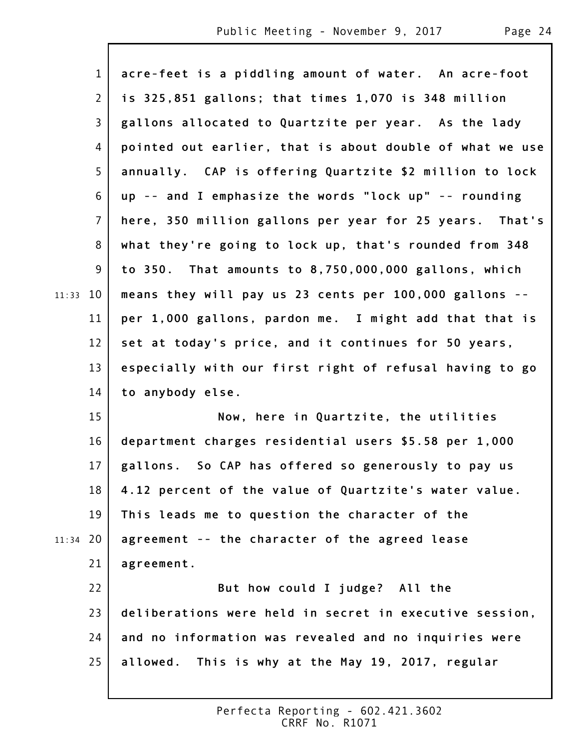acre-feet is a piddling amount of water. An acre-foot is 325,851 gallons; that times 1,070 is 348 million gallons allocated to Quartzite per year. As the lady pointed out earlier, that is about double of what we use annually. CAP is offering Quartzite $2 million to lock up -- and I emphasize the words "lock up" -- rounding here, 350 million gallons per year for 25 years. That's what they're going to lock up, that's rounded from 348 to 350. That amounts to 8,750,000,000 gallons, which means they will pay us 23 cents per 100,000 gallons -- per 1,000 gallons, pardon me. I might add that that is set at today's price, and it continues for 50 years, especially with our first right of refusal having to go to anybody else.

Now, here in Quartzite, the utilities department charges residential users $5.58 per 1,000 gallons. So CAP has offered so generously to pay us 4.12 percent of the value of Quartzite's water value. This leads me to question the character of the agreement -- the character of the agreed lease agreement.

But how could I judge? All the deliberations were held in secret in executive session, and no information was revealed and no inquiries were allowed. This is why at the May 19, 2017, regular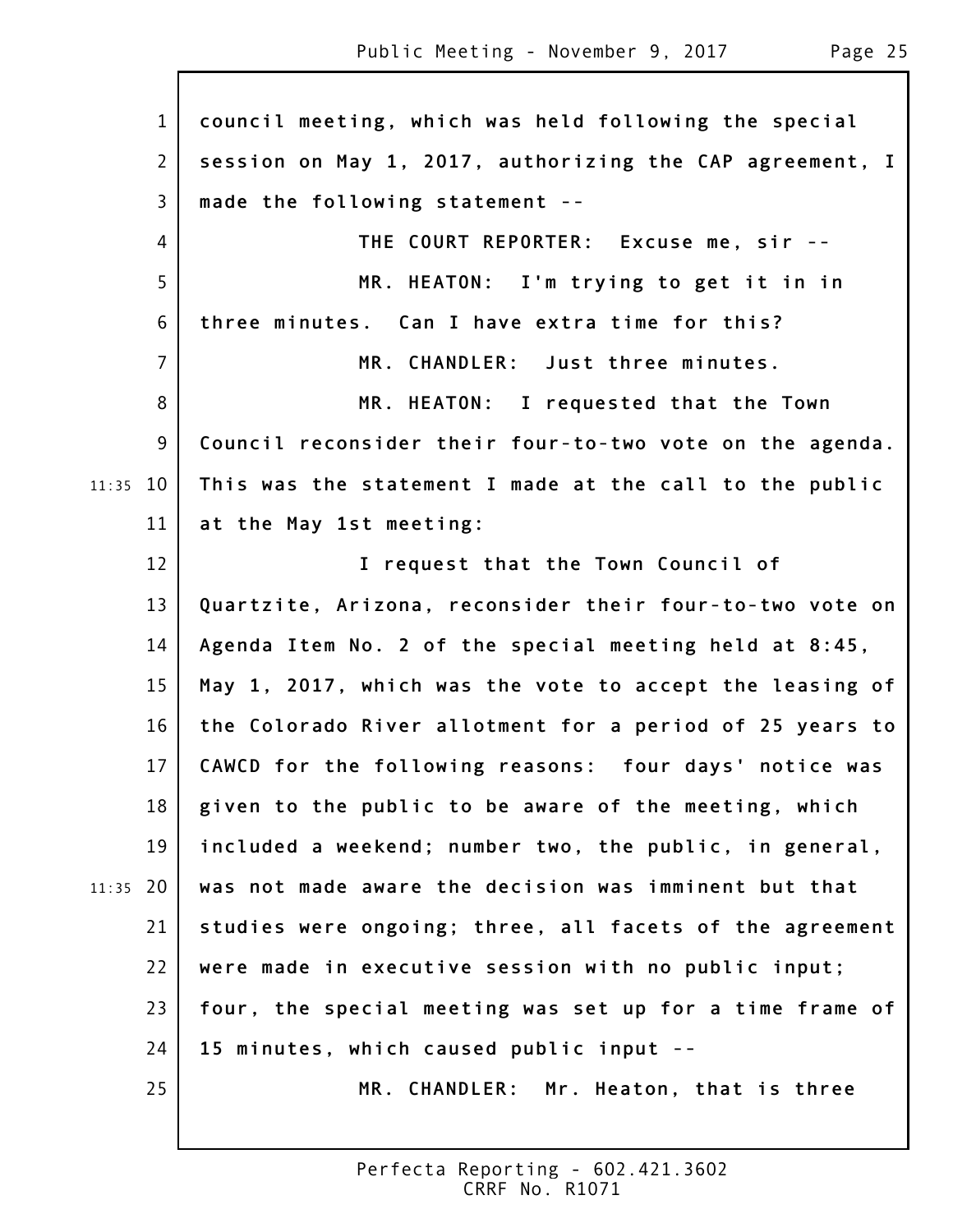council meeting, which was held following the special session on May 1, 2017, authorizing the CAP agreement, I made the following statement --

THE COURT REPORTER: Excuse me, sir --

MR. HEATON: I'm trying to get it in in three minutes. Can I have extra time for this?

MR. CHANDLER: Just three minutes.

MR. HEATON: I requested that the Town Council reconsider their four-to-two vote on the agenda. This was the statement I made at the call to the public at the May 1st meeting:

I request that the Town Council of Quartzite, Arizona, reconsider their four-to-two vote on Agenda Item No. 2 of the special meeting held at 8:45, May 1, 2017, which was the vote to accept the leasing of the Colorado River allotment for a period of 25 years to CAWCD for the following reasons: four days' notice was given to the public to be aware of the meeting, which included a weekend; number two, the public, in general, was not made aware the decision was imminent but that studies were ongoing; three, all facets of the agreement were made in executive session with no public input; four, the special meeting was set up for a time frame of 15 minutes, which caused public input --

MR. CHANDLER: Mr. Heaton, that is three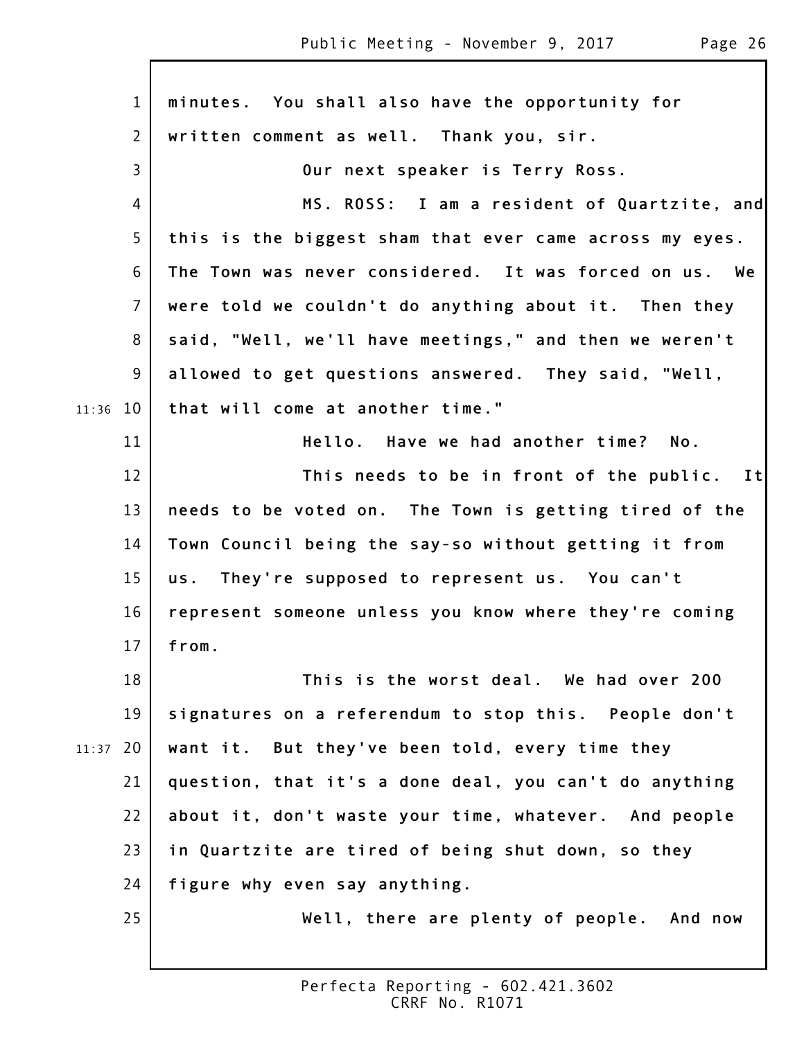minutes. You shall also have the opportunity for written comment as well. Thank you, sir.

Our next speaker is Terry Ross.

MS. ROSS: I am a resident of Quartzite, and this is the biggest sham that ever came across my eyes. The Town was never considered. It was forced on us. We were told we couldn't do anything about it. Then they said, "Well, we'll have meetings," and then we weren't allowed to get questions answered. They said, "Well, that will come at another time."

Hello. Have we had another time? No.

This needs to be in front of the public. It needs to be voted on. The Town is getting tired of the Town Council being the say-so without getting it from us. They're supposed to represent us. You can't represent someone unless you know where they're coming from.

This is the worst deal. We had over 200 signatures on a referendum to stop this. People don't want it. But they've been told, every time they question, that it's a done deal, you can't do anything about it, don't waste your time, whatever. And people in Quartzite are tired of being shut down, so they figure why even say anything.

Well, there are plenty of people. And now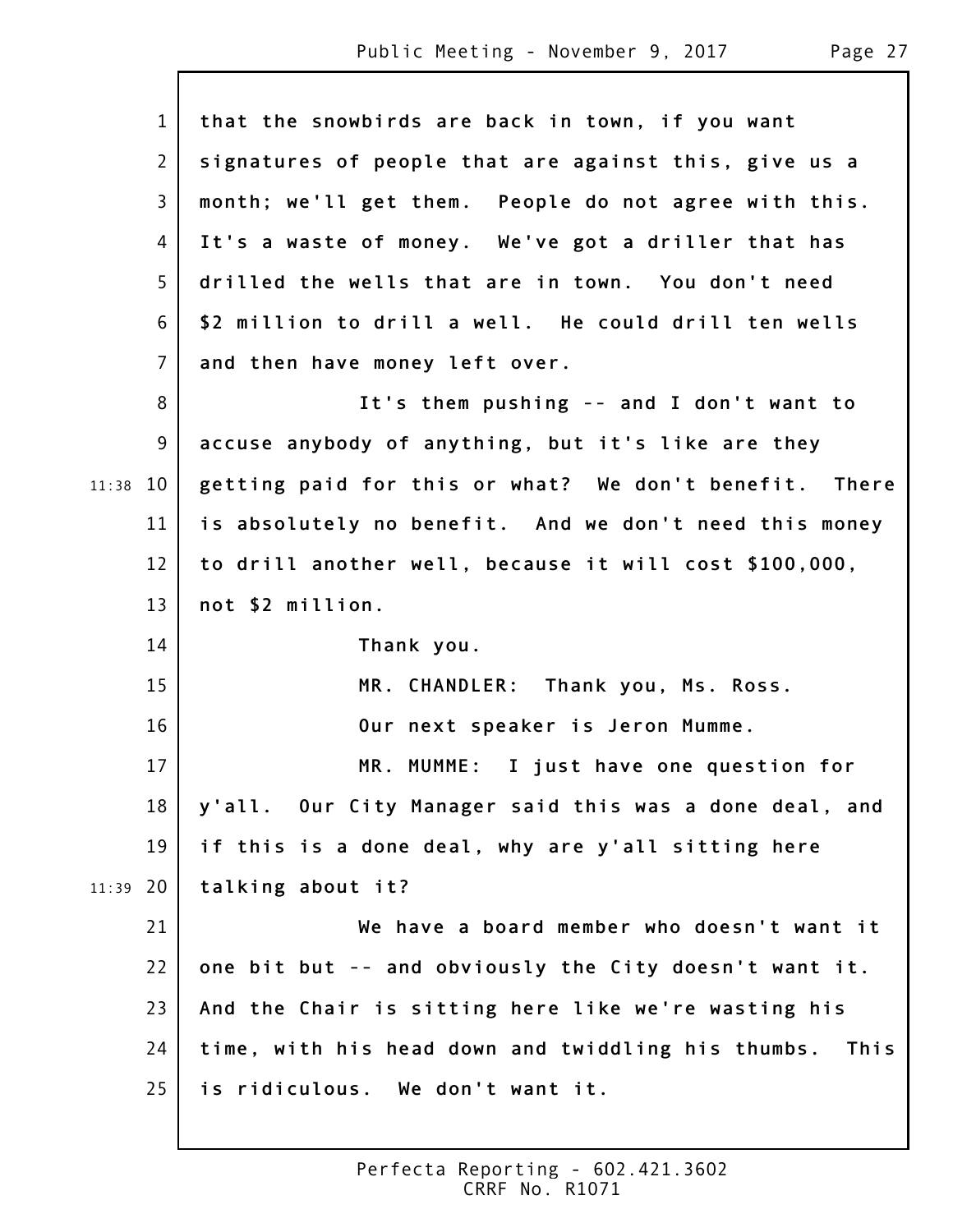that the snowbirds are back in town, if you want signatures of people that are against this, give us a month; we'll get them. People do not agree with this. It's a waste of money. We've got a driller that has drilled the wells that are in town. You don't need $2 million to drill a well. He could drill ten wells and then have money left over.

It's them pushing -- and I don't want to accuse anybody of anything, but it's like are they getting paid for this or what? We don't benefit. There is absolutely no benefit. And we don't need this money to drill another well, because it will cost $100,000, not $2 million.

Thank you.

MR. CHANDLER: Thank you, Ms. Ross.

Our next speaker is Jeron Mumme.

MR. MUMME: I just have one question for y'all. Our City Manager said this was a done deal, and if this is a done deal, why are y'all sitting here talking about it?

We have a board member who doesn't want it one bit but -- and obviously the City doesn't want it. And the Chair is sitting here like we're wasting his time, with his head down and twiddling his thumbs. This is ridiculous. We don't want it.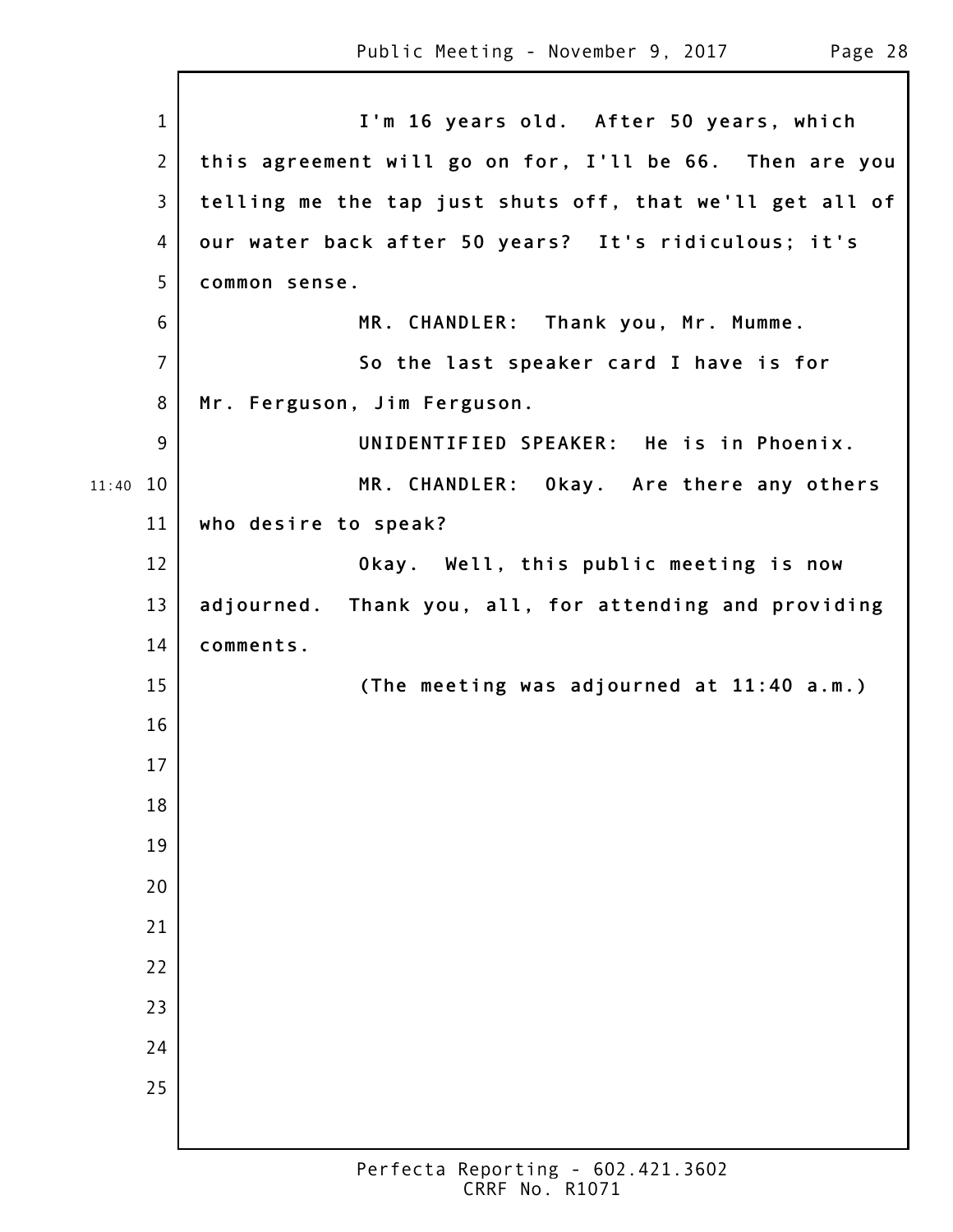I'm 16 years old. After 50 years, which this agreement will go on for, I'll be 66. Then are you telling me the tap just shuts off, that we'll get all of our water back after 50 years? It's ridiculous; it's common sense.

MR. CHANDLER: Thank you, Mr. Mumme.

So the last speaker card I have is for Mr. Ferguson, Jim Ferguson.

UNIDENTIFIED SPEAKER: He is in Phoenix.

MR. CHANDLER: Okay. Are there any others who desire to speak?

Okay. Well, this public meeting is now adjourned. Thank you, all, for attending and providing comments.

(The meeting was adjourned at 11:40 a.m.)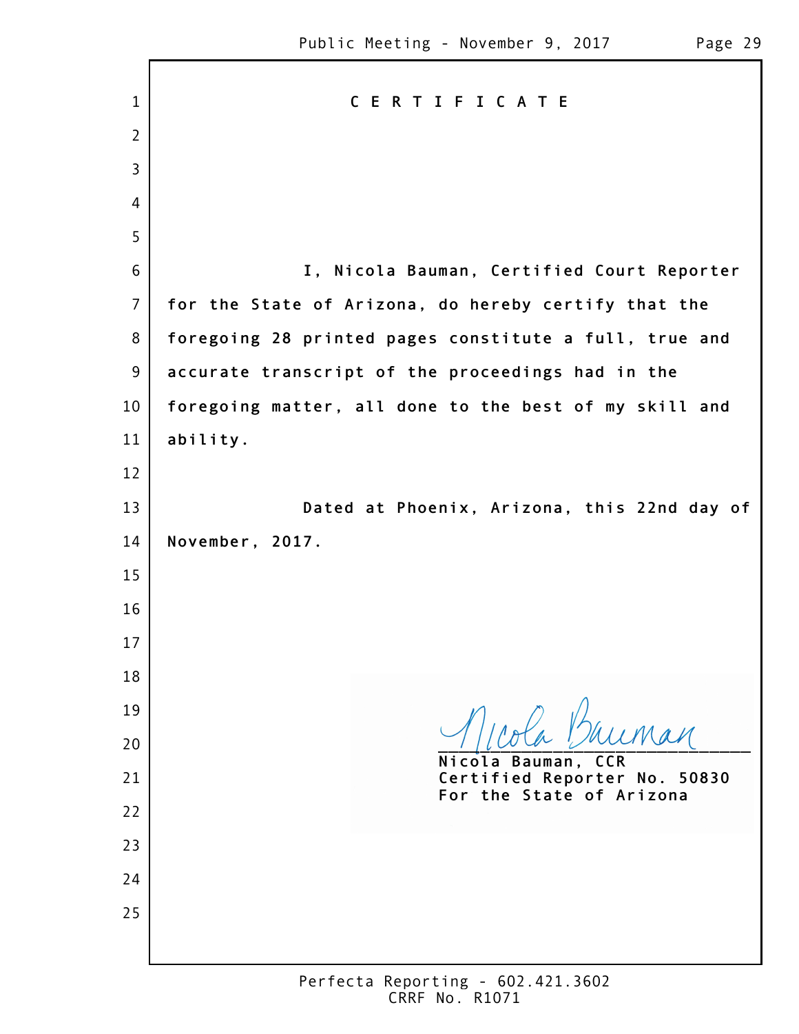# C E R T I F I C A T E

I, Nicola Bauman, Certified Court Reporter for the State of Arizona, do hereby certify that the foregoing 28 printed pages constitute a full, true and accurate transcript of the proceedings had in the foregoing matter, all done to the best of my skill and ability.

Dated at Phoenix, Arizona, this 22nd day of November, 2017.

Nicola Bauman

______________________________

Nicola Bauman, CCR
Certified Reporter No. 50830
For the State of Arizona